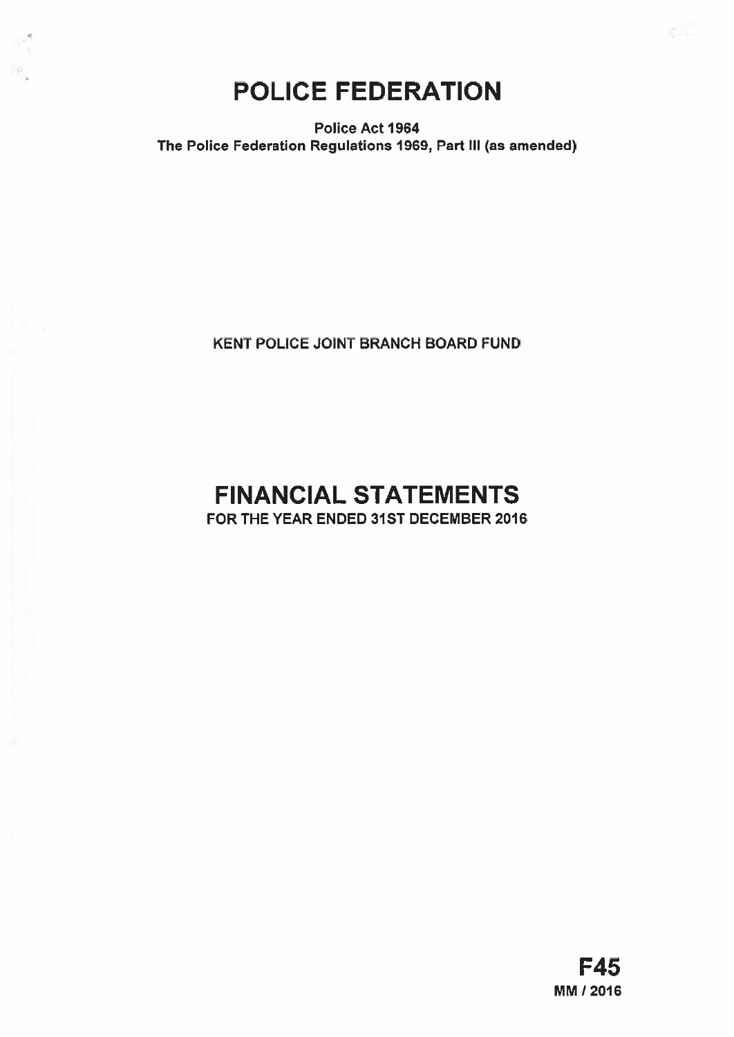# POLICE FEDERATION

**Police Act 1964**
**The Police Federation Regulations 1969, Part III (as amended)**

KENT POLICE JOINT BRANCH BOARD FUND

# FINANCIAL STATEMENTS

**FOR THE YEAR ENDED 31ST DECEMBER 2016**

**F45**
**MM / 2016**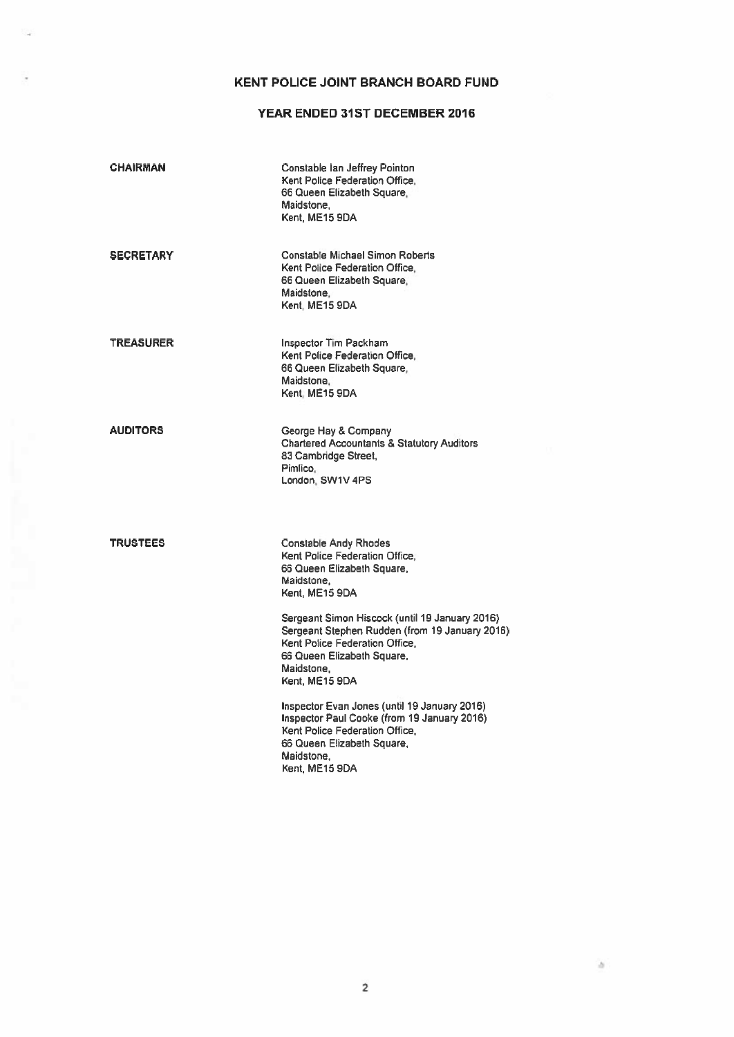# KENT POLICE JOINT BRANCH BOARD FUND

## YEAR ENDED 31ST DECEMBER 2016

| | |
|---|---|
| **CHAIRMAN** | Constable Ian Jeffrey Pointon<br>Kent Police Federation Office,<br>66 Queen Elizabeth Square,<br>Maidstone,<br>Kent, ME15 9DA |
| **SECRETARY** | Constable Michael Simon Roberts<br>Kent Police Federation Office,<br>66 Queen Elizabeth Square,<br>Maidstone,<br>Kent, ME15 9DA |
| **TREASURER** | Inspector Tim Packham<br>Kent Police Federation Office,<br>66 Queen Elizabeth Square,<br>Maidstone,<br>Kent, ME15 9DA |
| **AUDITORS** | George Hay & Company<br>Chartered Accountants & Statutory Auditors<br>83 Cambridge Street,<br>Pimlico,<br>London, SW1V 4PS |
| **TRUSTEES** | Constable Andy Rhodes<br>Kent Police Federation Office,<br>66 Queen Elizabeth Square,<br>Maidstone,<br>Kent, ME15 9DA<br><br>Sergeant Simon Hiscock (until 19 January 2016)<br>Sergeant Stephen Rudden (from 19 January 2016)<br>Kent Police Federation Office,<br>66 Queen Elizabeth Square,<br>Maidstone,<br>Kent, ME15 9DA<br><br>Inspector Evan Jones (until 19 January 2016)<br>Inspector Paul Cooke (from 19 January 2016)<br>Kent Police Federation Office,<br>66 Queen Elizabeth Square,<br>Maidstone,<br>Kent, ME15 9DA |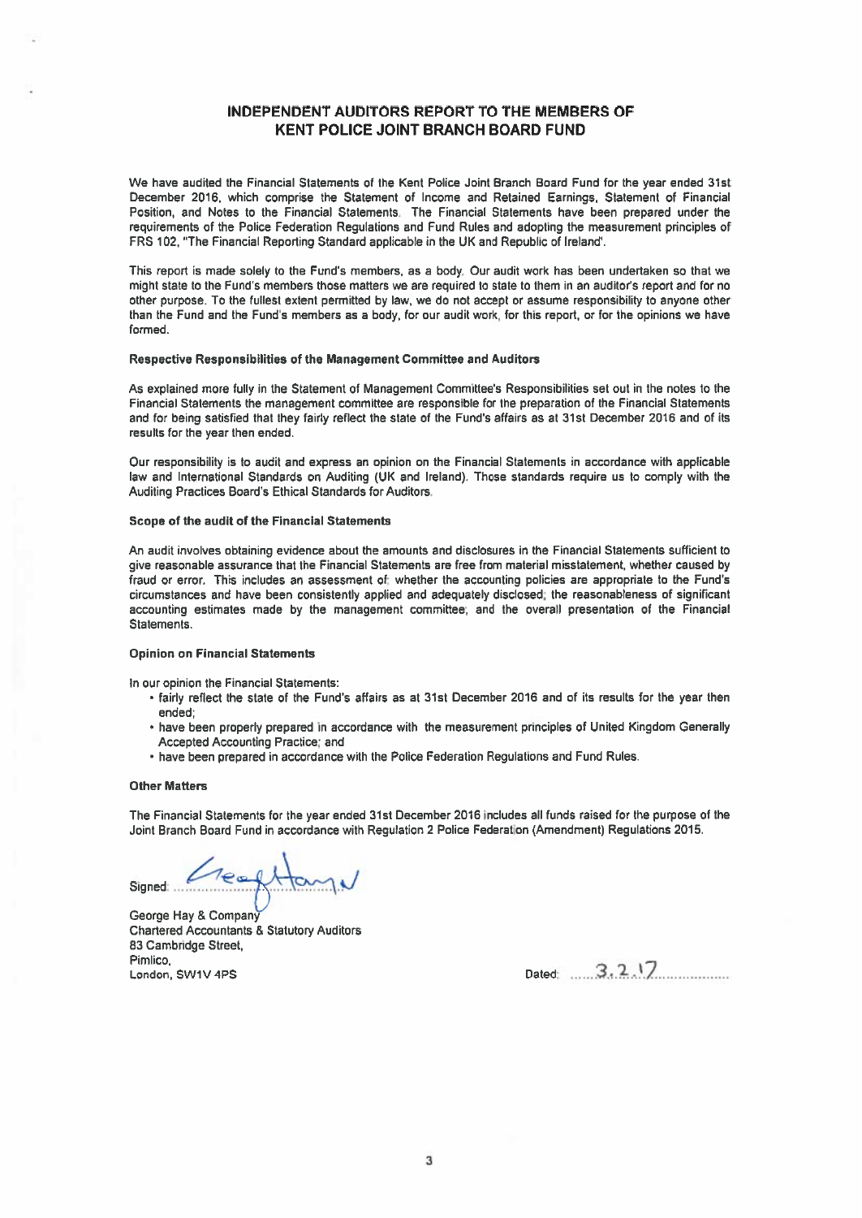# INDEPENDENT AUDITORS REPORT TO THE MEMBERS OF KENT POLICE JOINT BRANCH BOARD FUND

We have audited the Financial Statements of the Kent Police Joint Branch Board Fund for the year ended 31st December 2016, which comprise the Statement of Income and Retained Earnings, Statement of Financial Position, and Notes to the Financial Statements. The Financial Statements have been prepared under the requirements of the Police Federation Regulations and Fund Rules and adopting the measurement principles of FRS 102, "The Financial Reporting Standard applicable in the UK and Republic of Ireland'.

This report is made solely to the Fund's members, as a body. Our audit work has been undertaken so that we might state to the Fund's members those matters we are required to state to them in an auditor's report and for no other purpose. To the fullest extent permitted by law, we do not accept or assume responsibility to anyone other than the Fund and the Fund's members as a body, for our audit work, for this report, or for the opinions we have formed.

#### Respective Responsibilities of the Management Committee and Auditors

As explained more fully in the Statement of Management Committee's Responsibilities set out in the notes to the Financial Statements the management committee are responsible for the preparation of the Financial Statements and for being satisfied that they fairly reflect the state of the Fund's affairs as at 31st December 2016 and of its results for the year then ended.

Our responsibility is to audit and express an opinion on the Financial Statements in accordance with applicable law and International Standards on Auditing (UK and Ireland). Those standards require us to comply with the Auditing Practices Board's Ethical Standards for Auditors.

#### Scope of the audit of the Financial Statements

An audit involves obtaining evidence about the amounts and disclosures in the Financial Statements sufficient to give reasonable assurance that the Financial Statements are free from material misstatement, whether caused by fraud or error. This includes an assessment of: whether the accounting policies are appropriate to the Fund's circumstances and have been consistently applied and adequately disclosed; the reasonableness of significant accounting estimates made by the management committee; and the overall presentation of the Financial Statements.

#### Opinion on Financial Statements

In our opinion the Financial Statements:

- fairly reflect the state of the Fund's affairs as at 31st December 2016 and of its results for the year then ended;
- have been properly prepared in accordance with the measurement principles of United Kingdom Generally Accepted Accounting Practice; and
- have been prepared in accordance with the Police Federation Regulations and Fund Rules.

#### Other Matters

The Financial Statements for the year ended 31st December 2016 includes all funds raised for the purpose of the Joint Branch Board Fund in accordance with Regulation 2 Police Federation (Amendment) Regulations 2015.

Signed: *George Hay*

George Hay & Company
Chartered Accountants & Statutory Auditors
83 Cambridge Street,
Pimlico,
London, SW1V 4PS

Dated: 3.2.17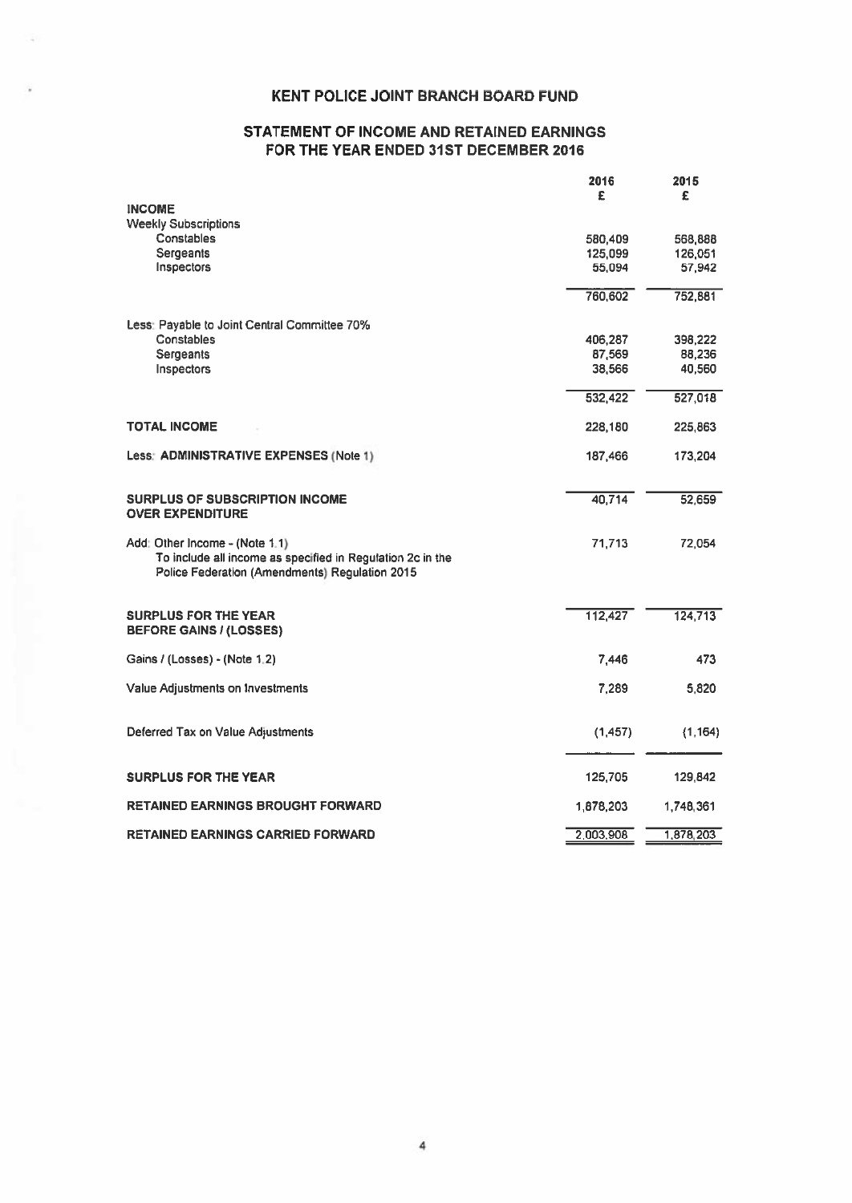# KENT POLICE JOINT BRANCH BOARD FUND

## STATEMENT OF INCOME AND RETAINED EARNINGS FOR THE YEAR ENDED 31ST DECEMBER 2016

| | 2016 £ | 2015 £ |
|---|---|---|
| **INCOME** | | |
| Weekly Subscriptions | | |
| Constables | 580,409 | 568,888 |
| Sergeants | 125,099 | 126,051 |
| Inspectors | 55,094 | 57,942 |
| | 760,602 | 752,881 |
| Less: Payable to Joint Central Committee 70% | | |
| Constables | 406,287 | 398,222 |
| Sergeants | 87,569 | 88,236 |
| Inspectors | 38,566 | 40,560 |
| | 532,422 | 527,018 |
| **TOTAL INCOME** | 228,180 | 225,863 |
| Less: **ADMINISTRATIVE EXPENSES** (Note 1) | 187,466 | 173,204 |
| **SURPLUS OF SUBSCRIPTION INCOME OVER EXPENDITURE** | 40,714 | 52,659 |
| Add: Other Income - (Note 1.1) To include all income as specified in Regulation 2c in the Police Federation (Amendments) Regulation 2015 | 71,713 | 72,054 |
| **SURPLUS FOR THE YEAR BEFORE GAINS / (LOSSES)** | 112,427 | 124,713 |
| Gains / (Losses) - (Note 1.2) | 7,446 | 473 |
| Value Adjustments on Investments | 7,289 | 5,820 |
| Deferred Tax on Value Adjustments | (1,457) | (1,164) |
| **SURPLUS FOR THE YEAR** | 125,705 | 129,842 |
| **RETAINED EARNINGS BROUGHT FORWARD** | 1,878,203 | 1,748,361 |
| **RETAINED EARNINGS CARRIED FORWARD** | 2,003,908 | 1,878,203 |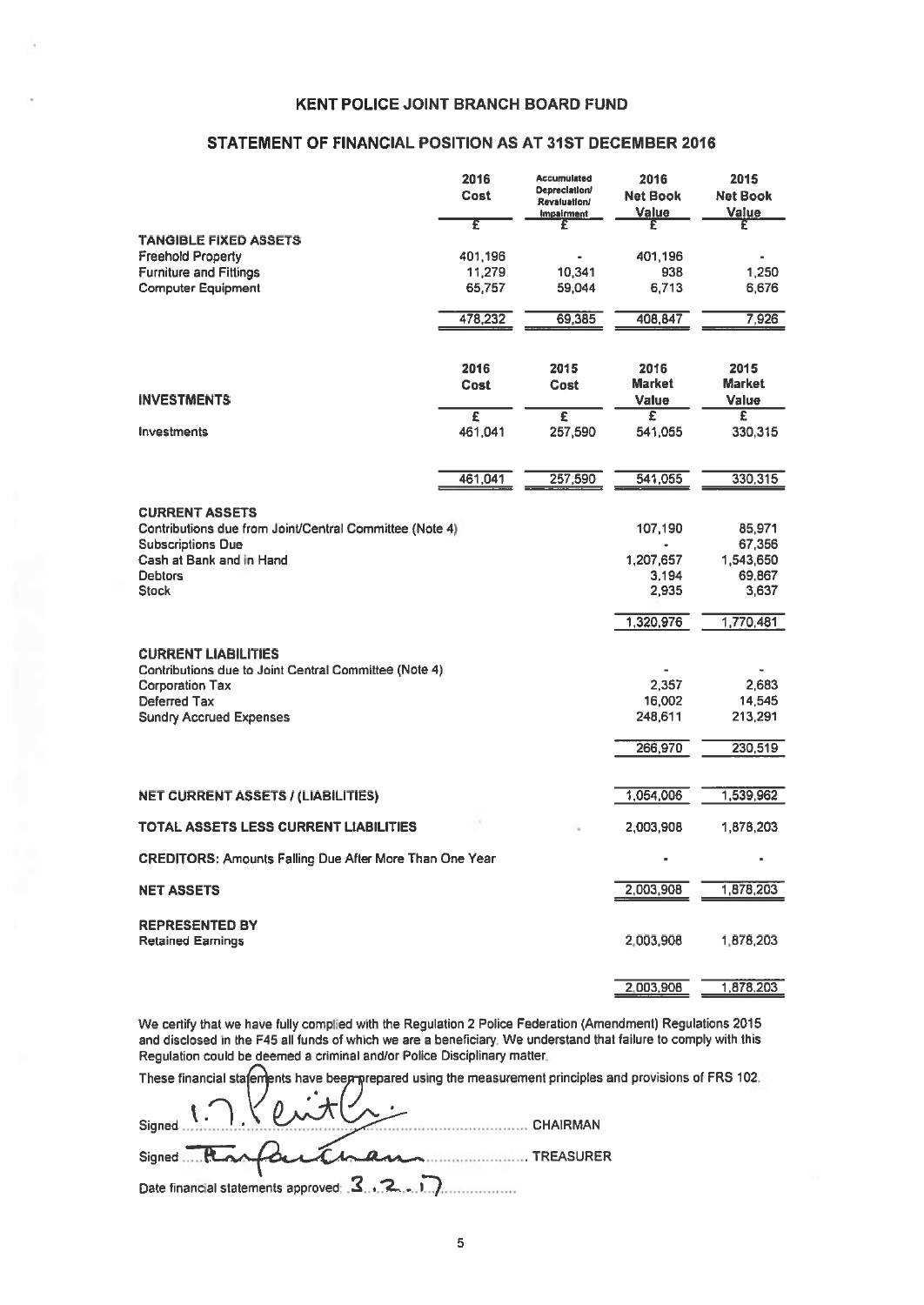# KENT POLICE JOINT BRANCH BOARD FUND

## STATEMENT OF FINANCIAL POSITION AS AT 31ST DECEMBER 2016

| | 2016 Cost | Accumulated Depreciation/ Revaluation/ Impairment | 2016 Net Book Value | 2015 Net Book Value |
|---|---|---|---|---|
| | £ | £ | £ | £ |
| **TANGIBLE FIXED ASSETS** | | | | |
| Freehold Property | 401,196 | - | 401,196 | - |
| Furniture and Fittings | 11,279 | 10,341 | 938 | 1,250 |
| Computer Equipment | 65,757 | 59,044 | 6,713 | 6,676 |
| | 478,232 | 69,385 | 408,847 | 7,926 |

| **INVESTMENTS** | 2016 Cost | 2015 Cost | 2016 Market Value | 2015 Market Value |
|---|---|---|---|---|
| | £ | £ | £ | £ |
| Investments | 461,041 | 257,590 | 541,055 | 330,315 |
| | 461,041 | 257,590 | 541,055 | 330,315 |

| | 2016 | 2015 |
|---|---|---|
| **CURRENT ASSETS** | | |
| Contributions due from Joint/Central Committee (Note 4) | 107,190 | 85,971 |
| Subscriptions Due | - | 67,356 |
| Cash at Bank and in Hand | 1,207,657 | 1,543,650 |
| Debtors | 3,194 | 69,867 |
| Stock | 2,935 | 3,637 |
| | 1,320,976 | 1,770,481 |
| **CURRENT LIABILITIES** | | |
| Contributions due to Joint Central Committee (Note 4) | - | - |
| Corporation Tax | 2,357 | 2,683 |
| Deferred Tax | 16,002 | 14,545 |
| Sundry Accrued Expenses | 248,611 | 213,291 |
| | 266,970 | 230,519 |
| **NET CURRENT ASSETS / (LIABILITIES)** | 1,054,006 | 1,539,962 |
| **TOTAL ASSETS LESS CURRENT LIABILITIES** | 2,003,908 | 1,878,203 |
| **CREDITORS:** Amounts Falling Due After More Than One Year | - | - |
| **NET ASSETS** | 2,003,908 | 1,878,203 |
| **REPRESENTED BY** | | |
| Retained Earnings | 2,003,908 | 1,878,203 |
| | 2,003,908 | 1,878,203 |

We certify that we have fully complied with the Regulation 2 Police Federation (Amendment) Regulations 2015 and disclosed in the F45 all funds of which we are a beneficiary. We understand that failure to comply with this Regulation could be deemed a criminal and/or Police Disciplinary matter.

These financial statements have been prepared using the measurement principles and provisions of FRS 102.

Signed ............................................ CHAIRMAN

Signed ............................................ TREASURER

Date financial statements approved: 3.2.17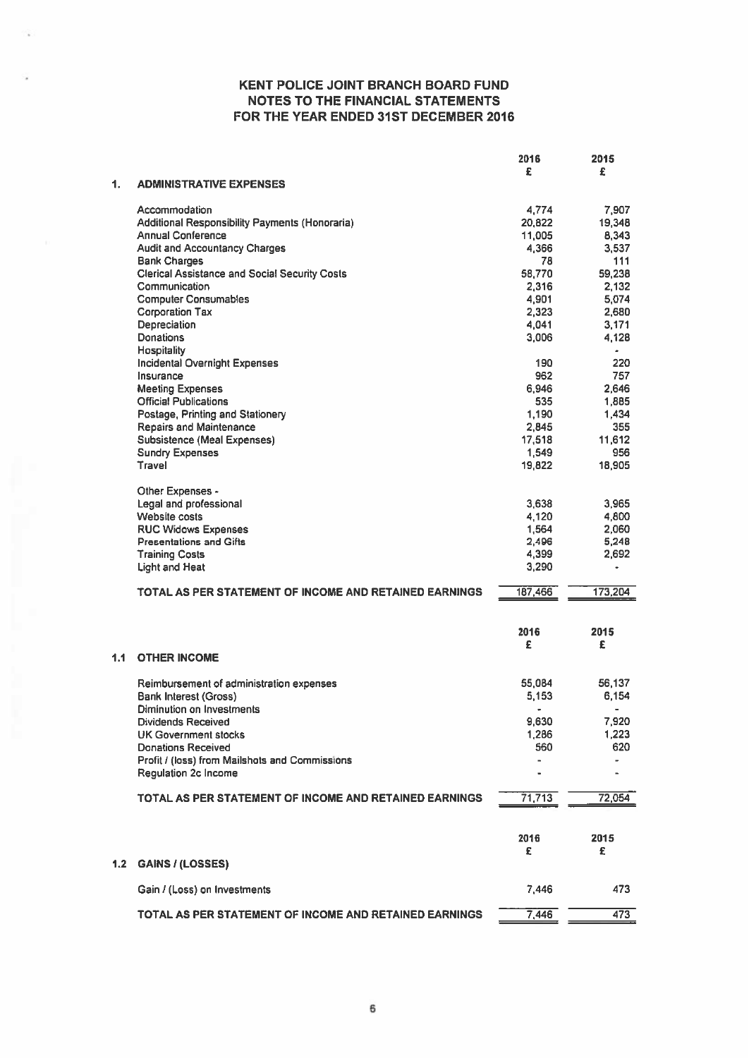# KENT POLICE JOINT BRANCH BOARD FUND
## NOTES TO THE FINANCIAL STATEMENTS
## FOR THE YEAR ENDED 31ST DECEMBER 2016

| | | 2016 | 2015 |
|---|---|---|---|
| | | £ | £ |
| **1.** | **ADMINISTRATIVE EXPENSES** | | |
| | Accommodation | 4,774 | 7,907 |
| | Additional Responsibility Payments (Honoraria) | 20,822 | 19,348 |
| | Annual Conference | 11,005 | 8,343 |
| | Audit and Accountancy Charges | 4,366 | 3,537 |
| | Bank Charges | 78 | 111 |
| | Clerical Assistance and Social Security Costs | 58,770 | 59,238 |
| | Communication | 2,316 | 2,132 |
| | Computer Consumables | 4,901 | 5,074 |
| | Corporation Tax | 2,323 | 2,680 |
| | Depreciation | 4,041 | 3,171 |
| | Donations | 3,006 | 4,128 |
| | Hospitality | | - |
| | Incidental Overnight Expenses | 190 | 220 |
| | Insurance | 962 | 757 |
| | Meeting Expenses | 6,946 | 2,646 |
| | Official Publications | 535 | 1,885 |
| | Postage, Printing and Stationery | 1,190 | 1,434 |
| | Repairs and Maintenance | 2,845 | 355 |
| | Subsistence (Meal Expenses) | 17,518 | 11,612 |
| | Sundry Expenses | 1,549 | 956 |
| | Travel | 19,822 | 18,905 |
| | Other Expenses - | | |
| | Legal and professional | 3,638 | 3,965 |
| | Website costs | 4,120 | 4,800 |
| | RUC Widows Expenses | 1,564 | 2,060 |
| | Presentations and Gifts | 2,496 | 5,248 |
| | Training Costs | 4,399 | 2,692 |
| | Light and Heat | 3,290 | - |
| | **TOTAL AS PER STATEMENT OF INCOME AND RETAINED EARNINGS** | 187,466 | 173,204 |

| | | 2016 | 2015 |
|---|---|---|---|
| | | £ | £ |
| **1.1** | **OTHER INCOME** | | |
| | Reimbursement of administration expenses | 55,084 | 56,137 |
| | Bank Interest (Gross) | 5,153 | 6,154 |
| | Diminution on Investments | - | - |
| | Dividends Received | 9,630 | 7,920 |
| | UK Government stocks | 1,286 | 1,223 |
| | Donations Received | 560 | 620 |
| | Profit / (loss) from Mailshots and Commissions | - | - |
| | Regulation 2c Income | - | - |
| | **TOTAL AS PER STATEMENT OF INCOME AND RETAINED EARNINGS** | 71,713 | 72,054 |

| | | 2016 | 2015 |
|---|---|---|---|
| | | £ | £ |
| **1.2** | **GAINS / (LOSSES)** | | |
| | Gain / (Loss) on Investments | 7,446 | 473 |
| | **TOTAL AS PER STATEMENT OF INCOME AND RETAINED EARNINGS** | 7,446 | 473 |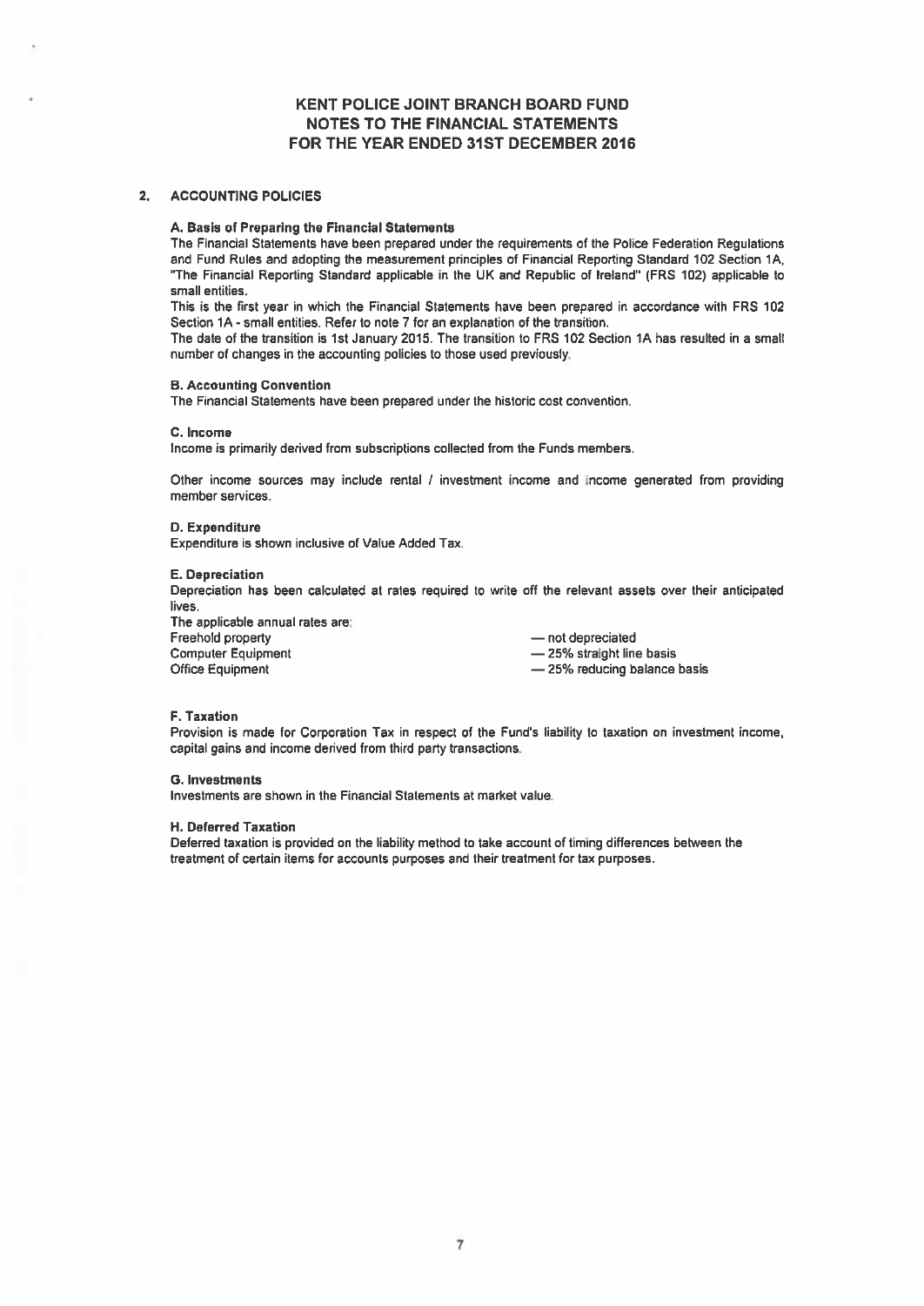# KENT POLICE JOINT BRANCH BOARD FUND
# NOTES TO THE FINANCIAL STATEMENTS
# FOR THE YEAR ENDED 31ST DECEMBER 2016

## 2. ACCOUNTING POLICIES

### A. Basis of Preparing the Financial Statements

The Financial Statements have been prepared under the requirements of the Police Federation Regulations and Fund Rules and adopting the measurement principles of Financial Reporting Standard 102 Section 1A, "The Financial Reporting Standard applicable in the UK and Republic of Ireland" (FRS 102) applicable to small entities.

This is the first year in which the Financial Statements have been prepared in accordance with FRS 102 Section 1A - small entities. Refer to note 7 for an explanation of the transition.

The date of the transition is 1st January 2015. The transition to FRS 102 Section 1A has resulted in a small number of changes in the accounting policies to those used previously.

### B. Accounting Convention

The Financial Statements have been prepared under the historic cost convention.

### C. Income

Income is primarily derived from subscriptions collected from the Funds members.

Other income sources may include rental / investment income and income generated from providing member services.

### D. Expenditure

Expenditure is shown inclusive of Value Added Tax.

### E. Depreciation

Depreciation has been calculated at rates required to write off the relevant assets over their anticipated lives.

The applicable annual rates are:

| | |
|---|---|
| Freehold property | — not depreciated |
| Computer Equipment | — 25% straight line basis |
| Office Equipment | — 25% reducing balance basis |

### F. Taxation

Provision is made for Corporation Tax in respect of the Fund's liability to taxation on investment income, capital gains and income derived from third party transactions.

### G. Investments

Investments are shown in the Financial Statements at market value.

### H. Deferred Taxation

Deferred taxation is provided on the liability method to take account of timing differences between the treatment of certain items for accounts purposes and their treatment for tax purposes.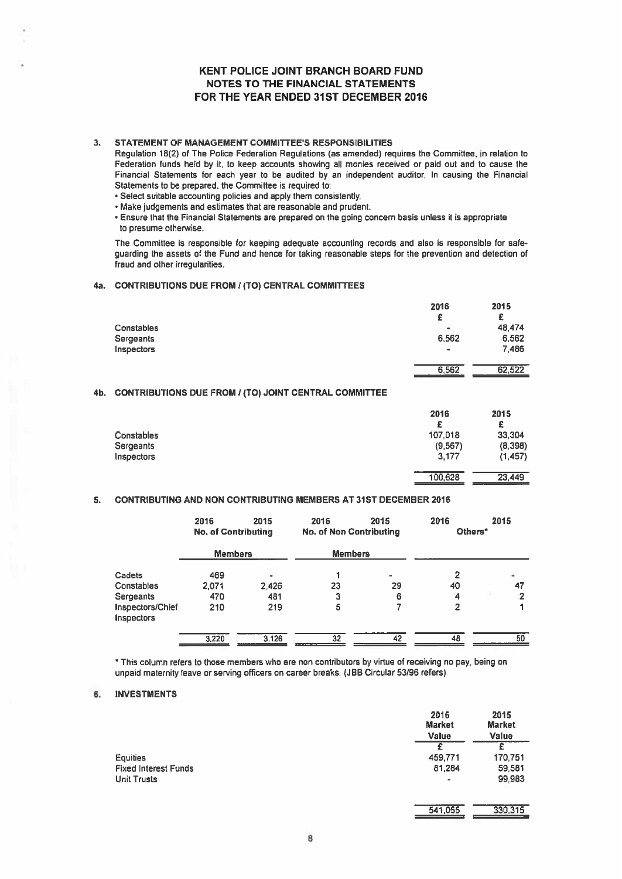# KENT POLICE JOINT BRANCH BOARD FUND
## NOTES TO THE FINANCIAL STATEMENTS
## FOR THE YEAR ENDED 31ST DECEMBER 2016

### 3. STATEMENT OF MANAGEMENT COMMITTEE'S RESPONSIBILITIES

Regulation 18(2) of The Police Federation Regulations (as amended) requires the Committee, in relation to Federation funds held by it, to keep accounts showing all monies received or paid out and to cause the Financial Statements for each year to be audited by an independent auditor. In causing the Financial Statements to be prepared, the Committee is required to:

- Select suitable accounting policies and apply them consistently.
- Make judgements and estimates that are reasonable and prudent.
- Ensure that the Financial Statements are prepared on the going concern basis unless it is appropriate to presume otherwise.

The Committee is responsible for keeping adequate accounting records and also is responsible for safe-guarding the assets of the Fund and hence for taking reasonable steps for the prevention and detection of fraud and other irregularities.

### 4a. CONTRIBUTIONS DUE FROM / (TO) CENTRAL COMMITTEES

| | 2016 | 2015 |
|---|---|---|
| | £ | £ |
| Constables | - | 48,474 |
| Sergeants | 6,562 | 6,562 |
| Inspectors | - | 7,486 |
| | 6,562 | 62,522 |

### 4b. CONTRIBUTIONS DUE FROM / (TO) JOINT CENTRAL COMMITTEE

| | 2016 | 2015 |
|---|---|---|
| | £ | £ |
| Constables | 107,018 | 33,304 |
| Sergeants | (9,567) | (8,398) |
| Inspectors | 3,177 | (1,457) |
| | 100,628 | 23,449 |

### 5. CONTRIBUTING AND NON CONTRIBUTING MEMBERS AT 31ST DECEMBER 2016

| | 2016 | 2015 | 2016 | 2015 | 2016 | 2015 |
|---|---|---|---|---|---|---|
| | No. of Contributing Members | | No. of Non Contributing Members | | Others* | |
| Cadets | 469 | - | 1 | - | 2 | - |
| Constables | 2,071 | 2,426 | 23 | 29 | 40 | 47 |
| Sergeants | 470 | 481 | 3 | 6 | 4 | 2 |
| Inspectors/Chief Inspectors | 210 | 219 | 5 | 7 | 2 | 1 |
| | 3,220 | 3,126 | 32 | 42 | 48 | 50 |

\* This column refers to those members who are non contributors by virtue of receiving no pay, being on unpaid maternity leave or serving officers on career breaks. (JBB Circular 53/96 refers)

### 6. INVESTMENTS

| | 2016 Market Value | 2015 Market Value |
|---|---|---|
| | £ | £ |
| Equities | 459,771 | 170,751 |
| Fixed Interest Funds | 81,284 | 59,581 |
| Unit Trusts | - | 99,983 |
| | 541,055 | 330,315 |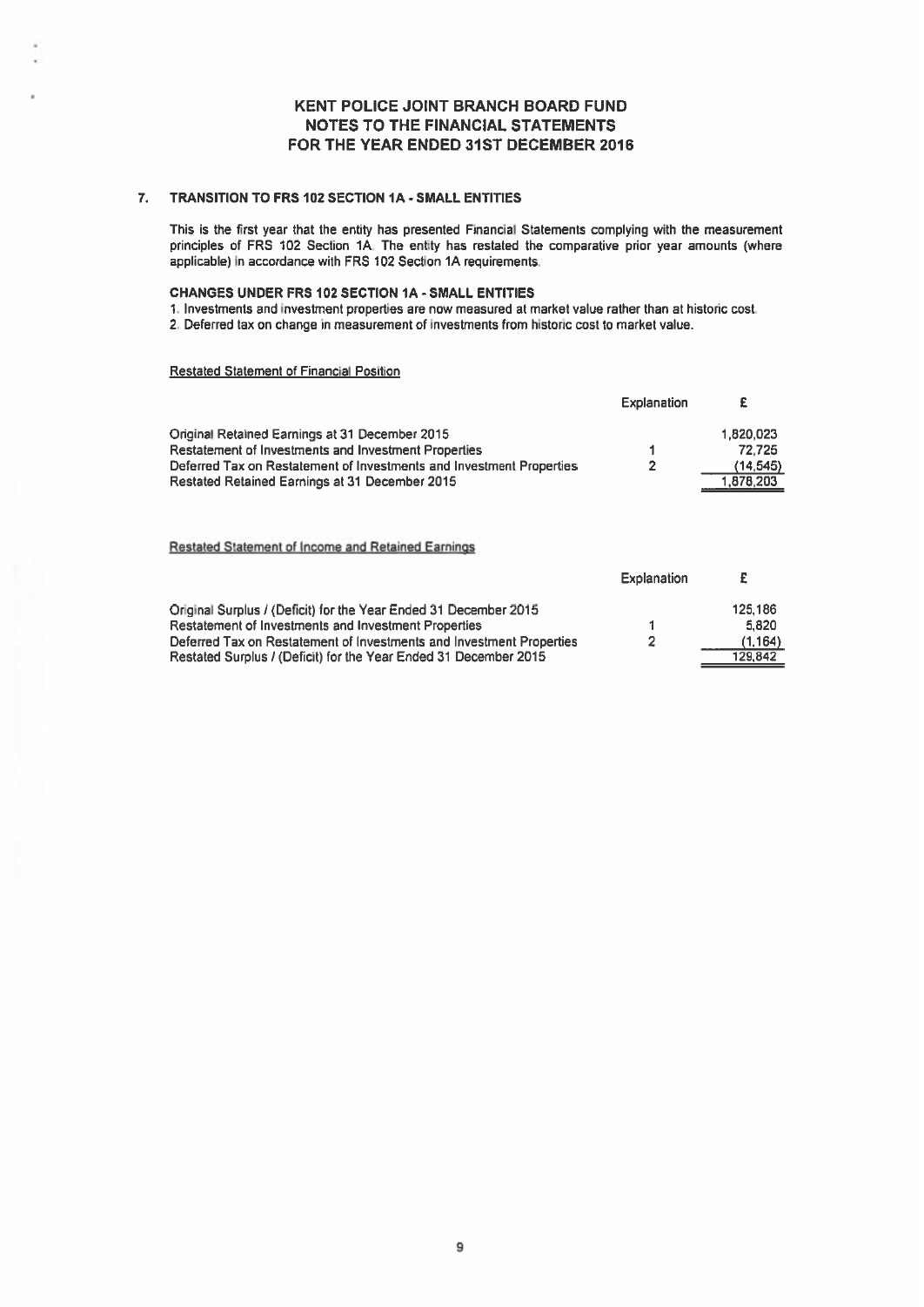# KENT POLICE JOINT BRANCH BOARD FUND
## NOTES TO THE FINANCIAL STATEMENTS
## FOR THE YEAR ENDED 31ST DECEMBER 2016

### 7. TRANSITION TO FRS 102 SECTION 1A - SMALL ENTITIES

This is the first year that the entity has presented Financial Statements complying with the measurement principles of FRS 102 Section 1A. The entity has restated the comparative prior year amounts (where applicable) in accordance with FRS 102 Section 1A requirements.

**CHANGES UNDER FRS 102 SECTION 1A - SMALL ENTITIES**

1. Investments and investment properties are now measured at market value rather than at historic cost.
2. Deferred tax on change in measurement of investments from historic cost to market value.

Restated Statement of Financial Position

| | Explanation | £ |
|---|---|---|
| Original Retained Earnings at 31 December 2015 | | 1,820,023 |
| Restatement of Investments and Investment Properties | 1 | 72,725 |
| Deferred Tax on Restatement of Investments and Investment Properties | 2 | (14,545) |
| Restated Retained Earnings at 31 December 2015 | | 1,878,203 |

Restated Statement of Income and Retained Earnings

| | Explanation | £ |
|---|---|---|
| Original Surplus / (Deficit) for the Year Ended 31 December 2015 | | 125,186 |
| Restatement of Investments and Investment Properties | 1 | 5,820 |
| Deferred Tax on Restatement of Investments and Investment Properties | 2 | (1,164) |
| Restated Surplus / (Deficit) for the Year Ended 31 December 2015 | | 129,842 |